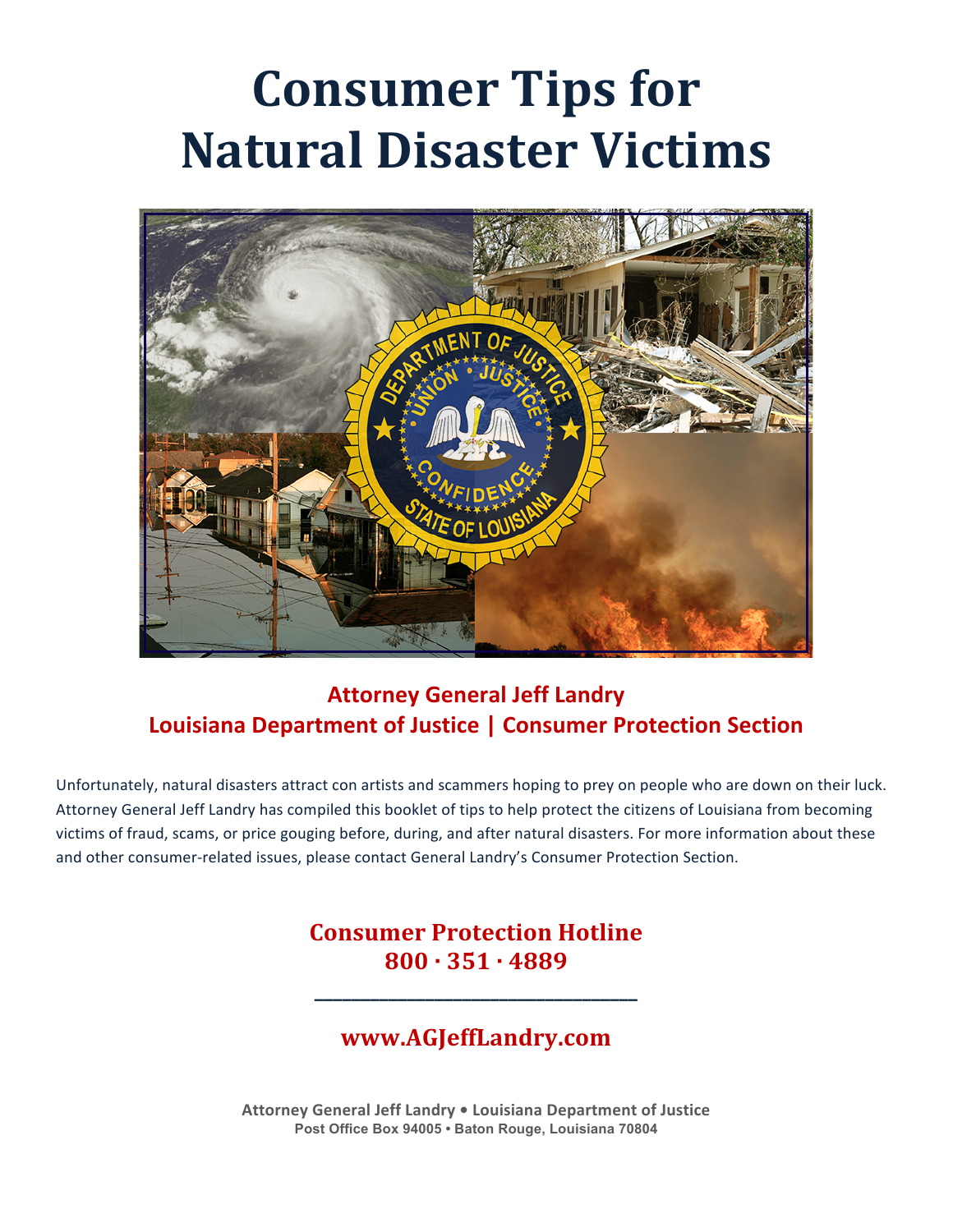# Consumer Tips for Natural Disaster Victims

**Attorney General Jeff Landry**
**Louisiana Department of Justice | Consumer Protection Section**

Unfortunately, natural disasters attract con artists and scammers hoping to prey on people who are down on their luck. Attorney General Jeff Landry has compiled this booklet of tips to help protect the citizens of Louisiana from becoming victims of fraud, scams, or price gouging before, during, and after natural disasters. For more information about these and other consumer-related issues, please contact General Landry's Consumer Protection Section.

**Consumer Protection Hotline**
**800 · 351 · 4889**

---

**www.AGJeffLandry.com**

Attorney General Jeff Landry • Louisiana Department of Justice
Post Office Box 94005 • Baton Rouge, Louisiana 70804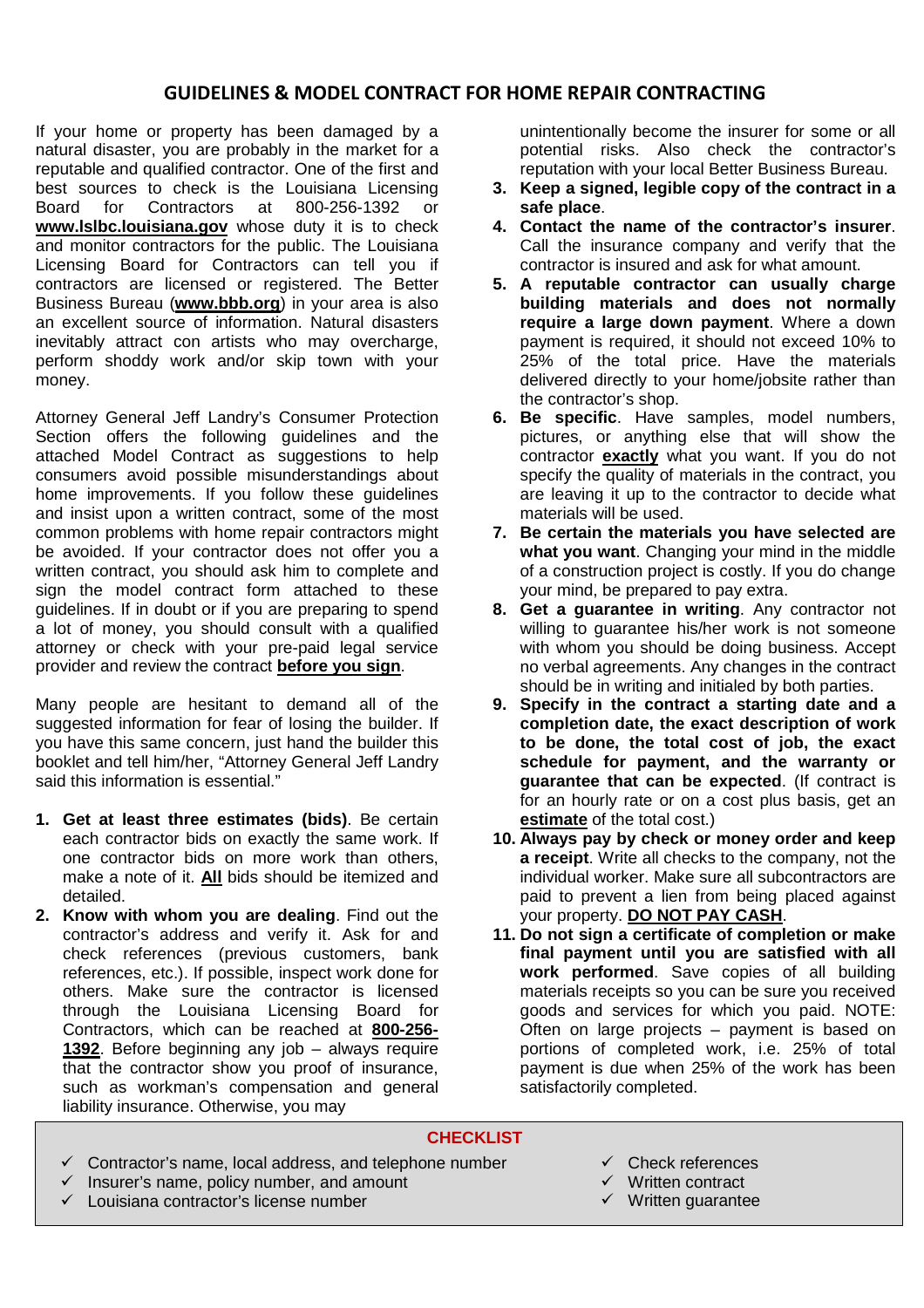## GUIDELINES & MODEL CONTRACT FOR HOME REPAIR CONTRACTING

If your home or property has been damaged by a natural disaster, you are probably in the market for a reputable and qualified contractor. One of the first and best sources to check is the Louisiana Licensing Board for Contractors at 800-256-1392 or **www.lslbc.louisiana.gov** whose duty it is to check and monitor contractors for the public. The Louisiana Licensing Board for Contractors can tell you if contractors are licensed or registered. The Better Business Bureau (**www.bbb.org**) in your area is also an excellent source of information. Natural disasters inevitably attract con artists who may overcharge, perform shoddy work and/or skip town with your money.

Attorney General Jeff Landry's Consumer Protection Section offers the following guidelines and the attached Model Contract as suggestions to help consumers avoid possible misunderstandings about home improvements. If you follow these guidelines and insist upon a written contract, some of the most common problems with home repair contractors might be avoided. If your contractor does not offer you a written contract, you should ask him to complete and sign the model contract form attached to these guidelines. If in doubt or if you are preparing to spend a lot of money, you should consult with a qualified attorney or check with your pre-paid legal service provider and review the contract **before you sign**.

Many people are hesitant to demand all of the suggested information for fear of losing the builder. If you have this same concern, just hand the builder this booklet and tell him/her, "Attorney General Jeff Landry said this information is essential."

1. **Get at least three estimates (bids)**. Be certain each contractor bids on exactly the same work. If one contractor bids on more work than others, make a note of it. **All** bids should be itemized and detailed.
2. **Know with whom you are dealing**. Find out the contractor's address and verify it. Ask for and check references (previous customers, bank references, etc.). If possible, inspect work done for others. Make sure the contractor is licensed through the Louisiana Licensing Board for Contractors, which can be reached at **800-256-1392**. Before beginning any job – always require that the contractor show you proof of insurance, such as workman's compensation and general liability insurance. Otherwise, you may unintentionally become the insurer for some or all potential risks. Also check the contractor's reputation with your local Better Business Bureau.
3. **Keep a signed, legible copy of the contract in a safe place**.
4. **Contact the name of the contractor's insurer**. Call the insurance company and verify that the contractor is insured and ask for what amount.
5. **A reputable contractor can usually charge building materials and does not normally require a large down payment**. Where a down payment is required, it should not exceed 10% to 25% of the total price. Have the materials delivered directly to your home/jobsite rather than the contractor's shop.
6. **Be specific**. Have samples, model numbers, pictures, or anything else that will show the contractor **exactly** what you want. If you do not specify the quality of materials in the contract, you are leaving it up to the contractor to decide what materials will be used.
7. **Be certain the materials you have selected are what you want**. Changing your mind in the middle of a construction project is costly. If you do change your mind, be prepared to pay extra.
8. **Get a guarantee in writing**. Any contractor not willing to guarantee his/her work is not someone with whom you should be doing business. Accept no verbal agreements. Any changes in the contract should be in writing and initialed by both parties.
9. **Specify in the contract a starting date and a completion date, the exact description of work to be done, the total cost of job, the exact schedule for payment, and the warranty or guarantee that can be expected**. (If contract is for an hourly rate or on a cost plus basis, get an **estimate** of the total cost.)
10. **Always pay by check or money order and keep a receipt**. Write all checks to the company, not the individual worker. Make sure all subcontractors are paid to prevent a lien from being placed against your property. **DO NOT PAY CASH**.
11. **Do not sign a certificate of completion or make final payment until you are satisfied with all work performed**. Save copies of all building materials receipts so you can be sure you received goods and services for which you paid. NOTE: Often on large projects – payment is based on portions of completed work, i.e. 25% of total payment is due when 25% of the work has been satisfactorily completed.

### CHECKLIST

- ✓ Contractor's name, local address, and telephone number
- ✓ Insurer's name, policy number, and amount
- ✓ Louisiana contractor's license number
- ✓ Check references
- ✓ Written contract
- ✓ Written guarantee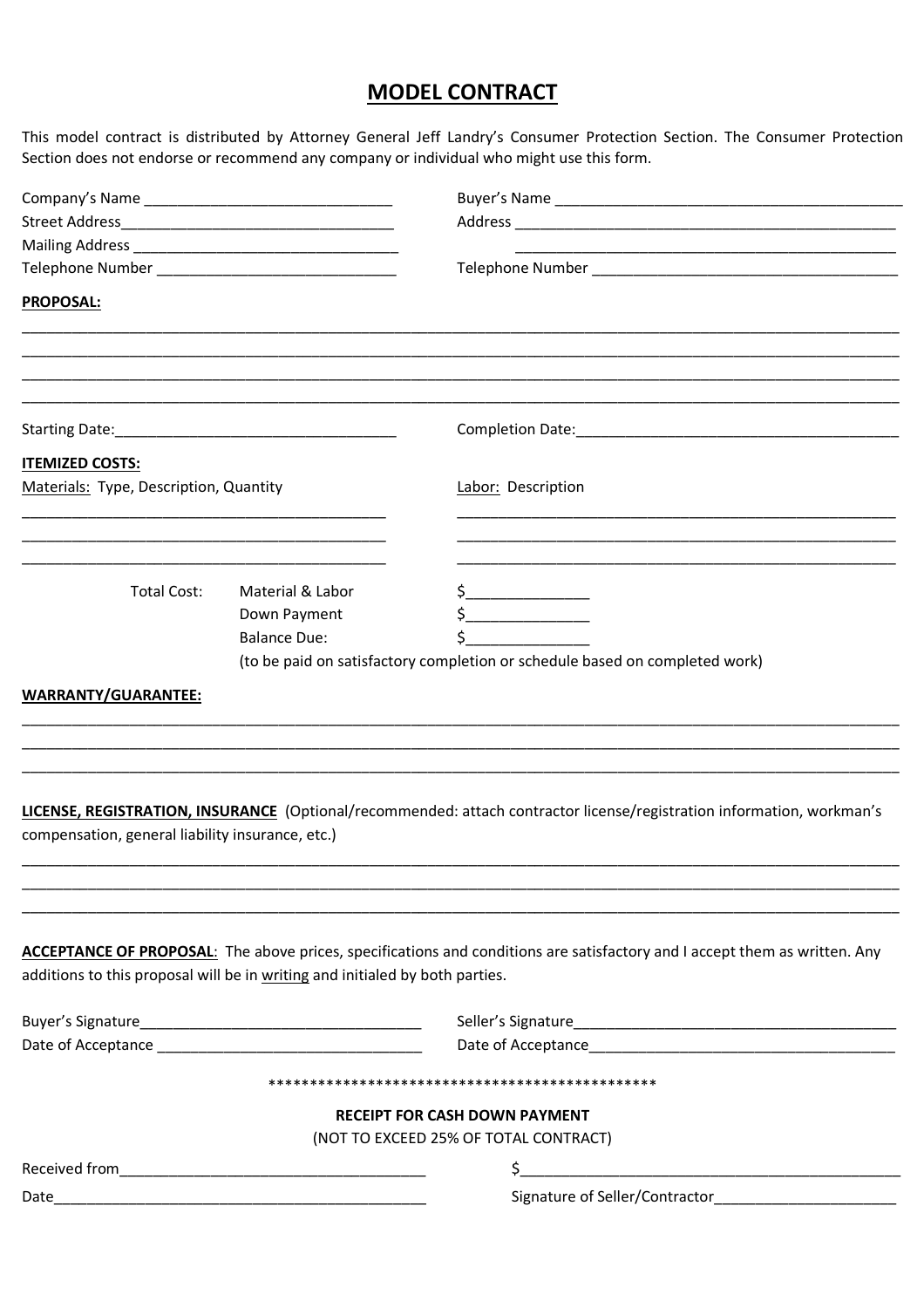# MODEL CONTRACT

This model contract is distributed by Attorney General Jeff Landry's Consumer Protection Section. The Consumer Protection Section does not endorse or recommend any company or individual who might use this form.

Company's Name ______________________________

Street Address______________________________

Mailing Address ______________________________

Telephone Number ______________________________

Buyer's Name ______________________________

Address ______________________________

______________________________

Telephone Number ______________________________

**PROPOSAL:**

______________________________________________________________________________

______________________________________________________________________________

______________________________________________________________________________

______________________________________________________________________________

Starting Date:______________________________

Completion Date:______________________________

**ITEMIZED COSTS:**

Materials: Type, Description, Quantity

______________________________

______________________________

______________________________

Labor: Description

______________________________

______________________________

______________________________

| Total Cost: | Material & Labor | $______________ |
|---|---|---|
| | Down Payment | $______________ |
| | Balance Due: | $______________ |

(to be paid on satisfactory completion or schedule based on completed work)

**WARRANTY/GUARANTEE:**

______________________________________________________________________________

______________________________________________________________________________

______________________________________________________________________________

**LICENSE, REGISTRATION, INSURANCE** (Optional/recommended: attach contractor license/registration information, workman's compensation, general liability insurance, etc.)

______________________________________________________________________________

______________________________________________________________________________

______________________________________________________________________________

**ACCEPTANCE OF PROPOSAL**: The above prices, specifications and conditions are satisfactory and I accept them as written. Any additions to this proposal will be in writing and initialed by both parties.

Buyer's Signature______________________________

Date of Acceptance ______________________________

Seller's Signature______________________________

Date of Acceptance______________________________

***********************************************

**RECEIPT FOR CASH DOWN PAYMENT**

(NOT TO EXCEED 25% OF TOTAL CONTRACT)

Received from______________________________

Date______________________________

$______________________________

Signature of Seller/Contractor______________________________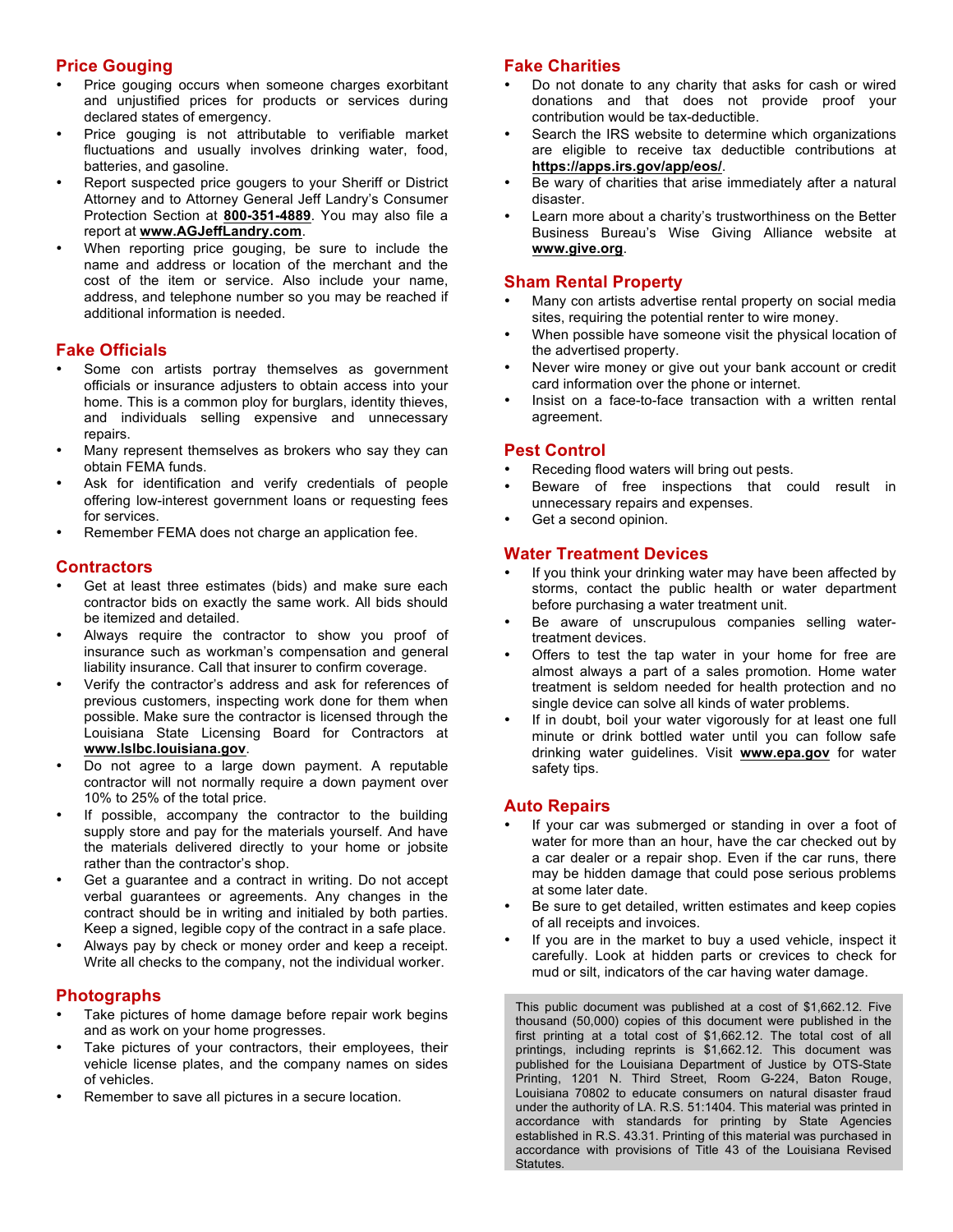## Price Gouging

- Price gouging occurs when someone charges exorbitant and unjustified prices for products or services during declared states of emergency.
- Price gouging is not attributable to verifiable market fluctuations and usually involves drinking water, food, batteries, and gasoline.
- Report suspected price gougers to your Sheriff or District Attorney and to Attorney General Jeff Landry's Consumer Protection Section at **800-351-4889**. You may also file a report at **www.AGJeffLandry.com**.
- When reporting price gouging, be sure to include the name and address or location of the merchant and the cost of the item or service. Also include your name, address, and telephone number so you may be reached if additional information is needed.

## Fake Officials

- Some con artists portray themselves as government officials or insurance adjusters to obtain access into your home. This is a common ploy for burglars, identity thieves, and individuals selling expensive and unnecessary repairs.
- Many represent themselves as brokers who say they can obtain FEMA funds.
- Ask for identification and verify credentials of people offering low-interest government loans or requesting fees for services.
- Remember FEMA does not charge an application fee.

## Contractors

- Get at least three estimates (bids) and make sure each contractor bids on exactly the same work. All bids should be itemized and detailed.
- Always require the contractor to show you proof of insurance such as workman's compensation and general liability insurance. Call that insurer to confirm coverage.
- Verify the contractor's address and ask for references of previous customers, inspecting work done for them when possible. Make sure the contractor is licensed through the Louisiana State Licensing Board for Contractors at **www.lslbc.louisiana.gov**.
- Do not agree to a large down payment. A reputable contractor will not normally require a down payment over 10% to 25% of the total price.
- If possible, accompany the contractor to the building supply store and pay for the materials yourself. And have the materials delivered directly to your home or jobsite rather than the contractor's shop.
- Get a guarantee and a contract in writing. Do not accept verbal guarantees or agreements. Any changes in the contract should be in writing and initialed by both parties. Keep a signed, legible copy of the contract in a safe place.
- Always pay by check or money order and keep a receipt. Write all checks to the company, not the individual worker.

## Photographs

- Take pictures of home damage before repair work begins and as work on your home progresses.
- Take pictures of your contractors, their employees, their vehicle license plates, and the company names on sides of vehicles.
- Remember to save all pictures in a secure location.

## Fake Charities

- Do not donate to any charity that asks for cash or wired donations and that does not provide proof your contribution would be tax-deductible.
- Search the IRS website to determine which organizations are eligible to receive tax deductible contributions at **https://apps.irs.gov/app/eos/**.
- Be wary of charities that arise immediately after a natural disaster.
- Learn more about a charity's trustworthiness on the Better Business Bureau's Wise Giving Alliance website at **www.give.org**.

## Sham Rental Property

- Many con artists advertise rental property on social media sites, requiring the potential renter to wire money.
- When possible have someone visit the physical location of the advertised property.
- Never wire money or give out your bank account or credit card information over the phone or internet.
- Insist on a face-to-face transaction with a written rental agreement.

## Pest Control

- Receding flood waters will bring out pests.
- Beware of free inspections that could result in unnecessary repairs and expenses.
- Get a second opinion.

## Water Treatment Devices

- If you think your drinking water may have been affected by storms, contact the public health or water department before purchasing a water treatment unit.
- Be aware of unscrupulous companies selling water-treatment devices.
- Offers to test the tap water in your home for free are almost always a part of a sales promotion. Home water treatment is seldom needed for health protection and no single device can solve all kinds of water problems.
- If in doubt, boil your water vigorously for at least one full minute or drink bottled water until you can follow safe drinking water guidelines. Visit **www.epa.gov** for water safety tips.

## Auto Repairs

- If your car was submerged or standing in over a foot of water for more than an hour, have the car checked out by a car dealer or a repair shop. Even if the car runs, there may be hidden damage that could pose serious problems at some later date.
- Be sure to get detailed, written estimates and keep copies of all receipts and invoices.
- If you are in the market to buy a used vehicle, inspect it carefully. Look at hidden parts or crevices to check for mud or silt, indicators of the car having water damage.

This public document was published at a cost of $1,662.12. Five thousand (50,000) copies of this document were published in the first printing at a total cost of $1,662.12. The total cost of all printings, including reprints is $1,662.12. This document was published for the Louisiana Department of Justice by OTS-State Printing, 1201 N. Third Street, Room G-224, Baton Rouge, Louisiana 70802 to educate consumers on natural disaster fraud under the authority of LA. R.S. 51:1404. This material was printed in accordance with standards for printing by State Agencies established in R.S. 43.31. Printing of this material was purchased in accordance with provisions of Title 43 of the Louisiana Revised Statutes.